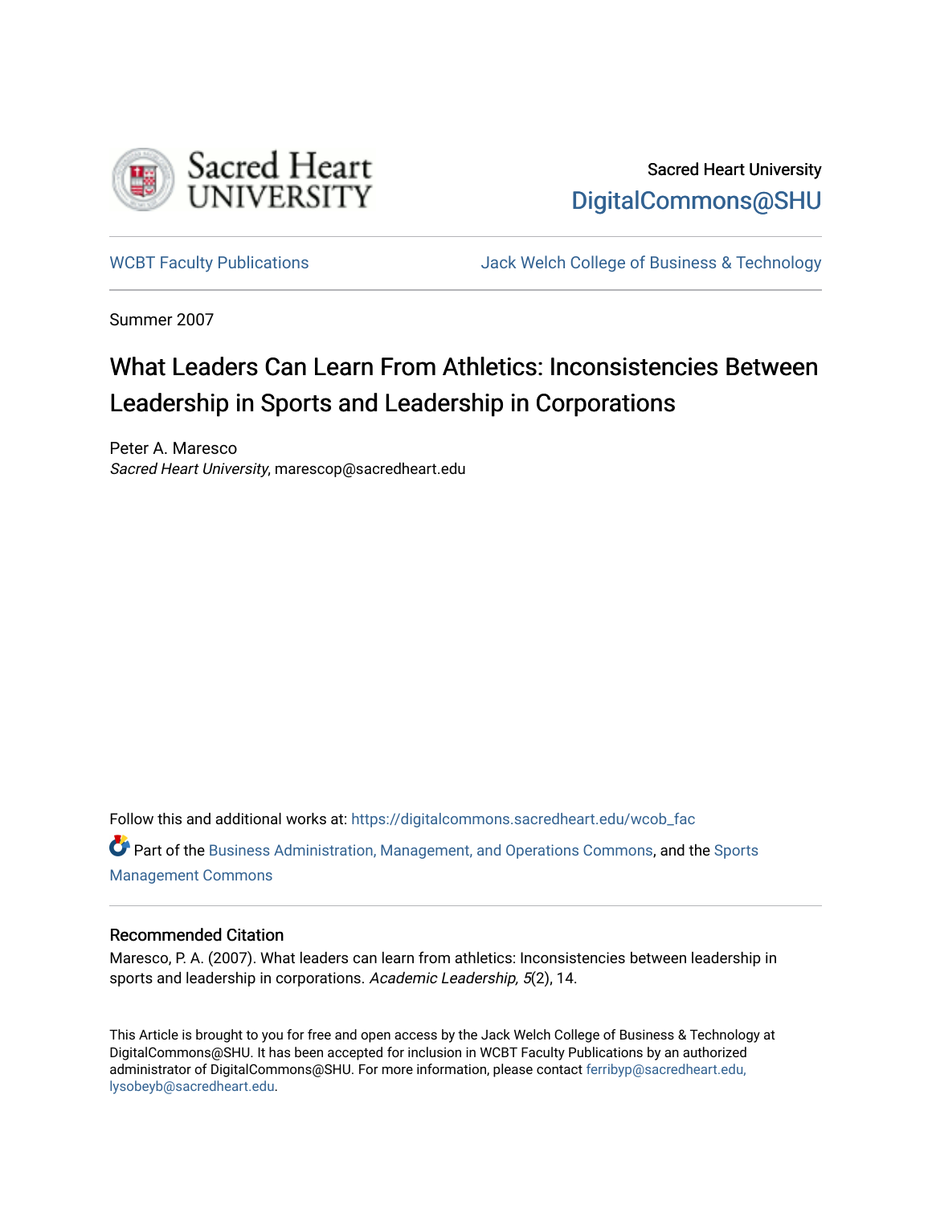Sacred Heart University

DigitalCommons@SHU

WCBT Faculty Publications

Jack Welch College of Business & Technology

Summer 2007

# What Leaders Can Learn From Athletics: Inconsistencies Between Leadership in Sports and Leadership in Corporations

Peter A. Maresco
*Sacred Heart University*, marescop@sacredheart.edu

Follow this and additional works at: https://digitalcommons.sacredheart.edu/wcob_fac

Part of the Business Administration, Management, and Operations Commons, and the Sports Management Commons

## Recommended Citation

Maresco, P. A. (2007). What leaders can learn from athletics: Inconsistencies between leadership in sports and leadership in corporations. *Academic Leadership, 5*(2), 14.

This Article is brought to you for free and open access by the Jack Welch College of Business & Technology at DigitalCommons@SHU. It has been accepted for inclusion in WCBT Faculty Publications by an authorized administrator of DigitalCommons@SHU. For more information, please contact ferribyp@sacredheart.edu, lysobeyb@sacredheart.edu.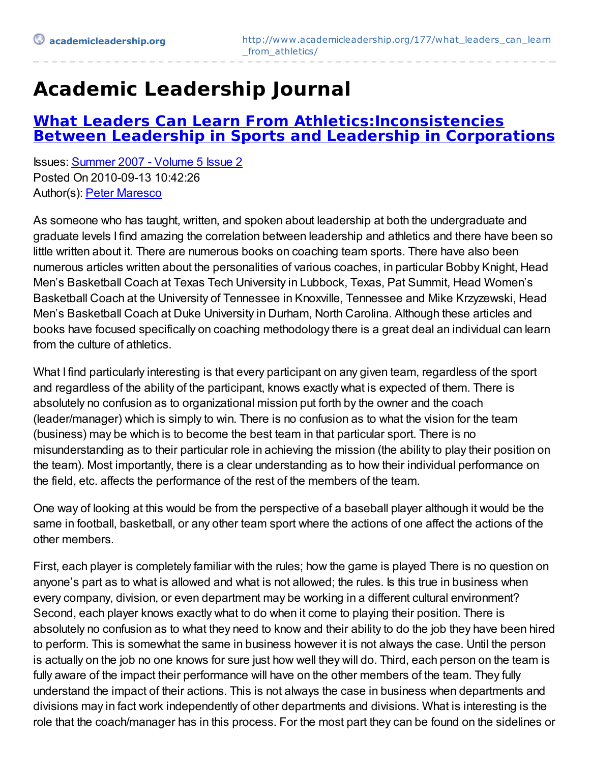[academicleadership.org](http://www.academicleadership.org/177/what_leaders_can_learn_from_athletics/)

# Academic Leadership Journal

## [What Leaders Can Learn From Athletics:Inconsistencies Between Leadership in Sports and Leadership in Corporations](http://www.academicleadership.org/177/what_leaders_can_learn_from_athletics/)

Issues: [Summer 2007 - Volume 5 Issue 2]()
Posted On 2010-09-13 10:42:26
Author(s): [Peter Maresco]()

As someone who has taught, written, and spoken about leadership at both the undergraduate and graduate levels I find amazing the correlation between leadership and athletics and there have been so little written about it. There are numerous books on coaching team sports. There have also been numerous articles written about the personalities of various coaches, in particular Bobby Knight, Head Men's Basketball Coach at Texas Tech University in Lubbock, Texas, Pat Summit, Head Women's Basketball Coach at the University of Tennessee in Knoxville, Tennessee and Mike Krzyzewski, Head Men's Basketball Coach at Duke University in Durham, North Carolina. Although these articles and books have focused specifically on coaching methodology there is a great deal an individual can learn from the culture of athletics.

What I find particularly interesting is that every participant on any given team, regardless of the sport and regardless of the ability of the participant, knows exactly what is expected of them. There is absolutely no confusion as to organizational mission put forth by the owner and the coach (leader/manager) which is simply to win. There is no confusion as to what the vision for the team (business) may be which is to become the best team in that particular sport. There is no misunderstanding as to their particular role in achieving the mission (the ability to play their position on the team). Most importantly, there is a clear understanding as to how their individual performance on the field, etc. affects the performance of the rest of the members of the team.

One way of looking at this would be from the perspective of a baseball player although it would be the same in football, basketball, or any other team sport where the actions of one affect the actions of the other members.

First, each player is completely familiar with the rules; how the game is played There is no question on anyone's part as to what is allowed and what is not allowed; the rules. Is this true in business when every company, division, or even department may be working in a different cultural environment? Second, each player knows exactly what to do when it come to playing their position. There is absolutely no confusion as to what they need to know and their ability to do the job they have been hired to perform. This is somewhat the same in business however it is not always the case. Until the person is actually on the job no one knows for sure just how well they will do. Third, each person on the team is fully aware of the impact their performance will have on the other members of the team. They fully understand the impact of their actions. This is not always the case in business when departments and divisions may in fact work independently of other departments and divisions. What is interesting is the role that the coach/manager has in this process. For the most part they can be found on the sidelines or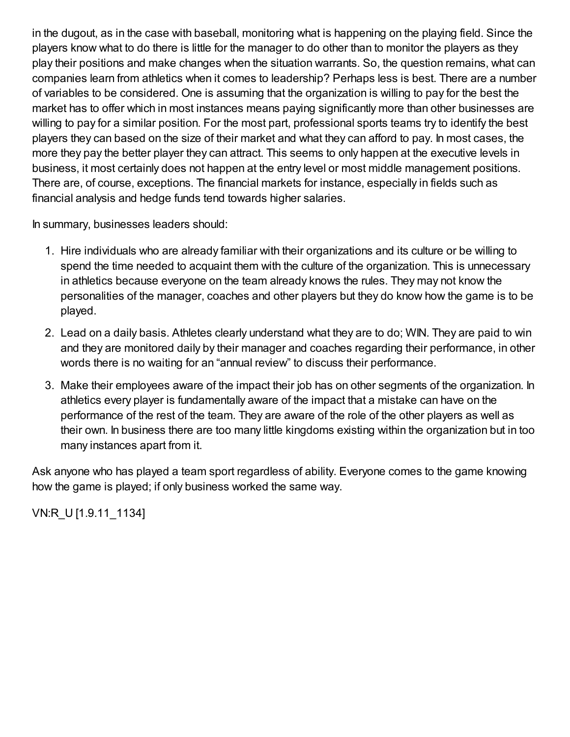in the dugout, as in the case with baseball, monitoring what is happening on the playing field. Since the players know what to do there is little for the manager to do other than to monitor the players as they play their positions and make changes when the situation warrants. So, the question remains, what can companies learn from athletics when it comes to leadership? Perhaps less is best. There are a number of variables to be considered. One is assuming that the organization is willing to pay for the best the market has to offer which in most instances means paying significantly more than other businesses are willing to pay for a similar position. For the most part, professional sports teams try to identify the best players they can based on the size of their market and what they can afford to pay. In most cases, the more they pay the better player they can attract. This seems to only happen at the executive levels in business, it most certainly does not happen at the entry level or most middle management positions. There are, of course, exceptions. The financial markets for instance, especially in fields such as financial analysis and hedge funds tend towards higher salaries.

In summary, businesses leaders should:

1. Hire individuals who are already familiar with their organizations and its culture or be willing to spend the time needed to acquaint them with the culture of the organization. This is unnecessary in athletics because everyone on the team already knows the rules. They may not know the personalities of the manager, coaches and other players but they do know how the game is to be played.
2. Lead on a daily basis. Athletes clearly understand what they are to do; WIN. They are paid to win and they are monitored daily by their manager and coaches regarding their performance, in other words there is no waiting for an "annual review" to discuss their performance.
3. Make their employees aware of the impact their job has on other segments of the organization. In athletics every player is fundamentally aware of the impact that a mistake can have on the performance of the rest of the team. They are aware of the role of the other players as well as their own. In business there are too many little kingdoms existing within the organization but in too many instances apart from it.

Ask anyone who has played a team sport regardless of ability. Everyone comes to the game knowing how the game is played; if only business worked the same way.

VN:R_U [1.9.11_1134]